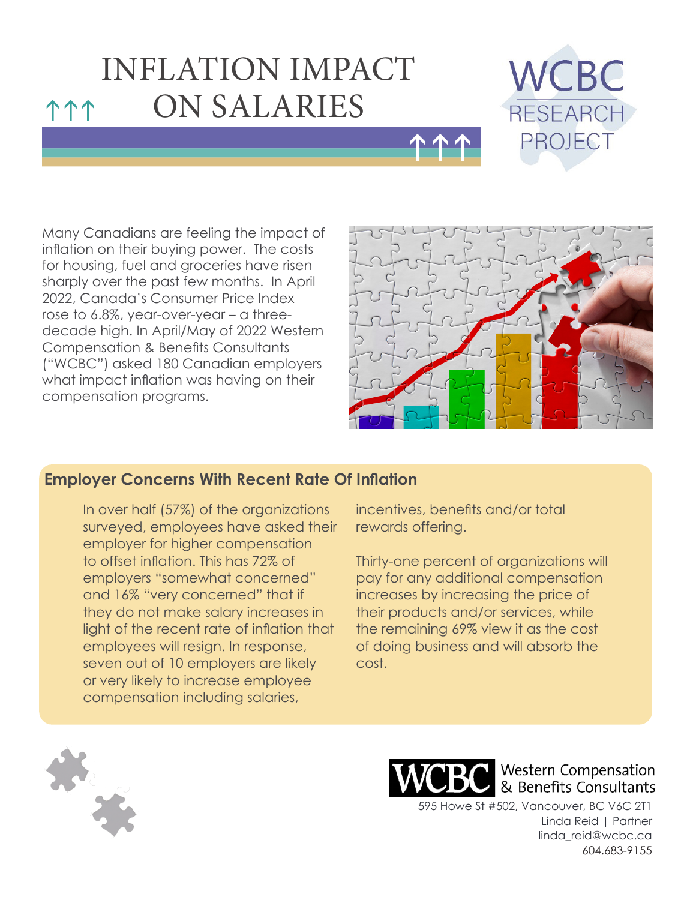# INFLATION IMPACT ON SALARIES

WCBC RESEARCH PROJECT

Many Canadians are feeling the impact of inflation on their buying power. The costs for housing, fuel and groceries have risen sharply over the past few months. In April 2022, Canada's Consumer Price Index rose to 6.8%, year-over-year – a three-decade high. In April/May of 2022 Western Compensation & Benefits Consultants ("WCBC") asked 180 Canadian employers what impact inflation was having on their compensation programs.

## Employer Concerns With Recent Rate Of Inflation

In over half (57%) of the organizations surveyed, employees have asked their employer for higher compensation to offset inflation. This has 72% of employers "somewhat concerned" and 16% "very concerned" that if they do not make salary increases in light of the recent rate of inflation that employees will resign. In response, seven out of 10 employers are likely or very likely to increase employee compensation including salaries, incentives, benefits and/or total rewards offering.

Thirty-one percent of organizations will pay for any additional compensation increases by increasing the price of their products and/or services, while the remaining 69% view it as the cost of doing business and will absorb the cost.

WCBC Western Compensation & Benefits Consultants
595 Howe St #502, Vancouver, BC V6C 2T1
Linda Reid | Partner
linda_reid@wcbc.ca
604.683-9155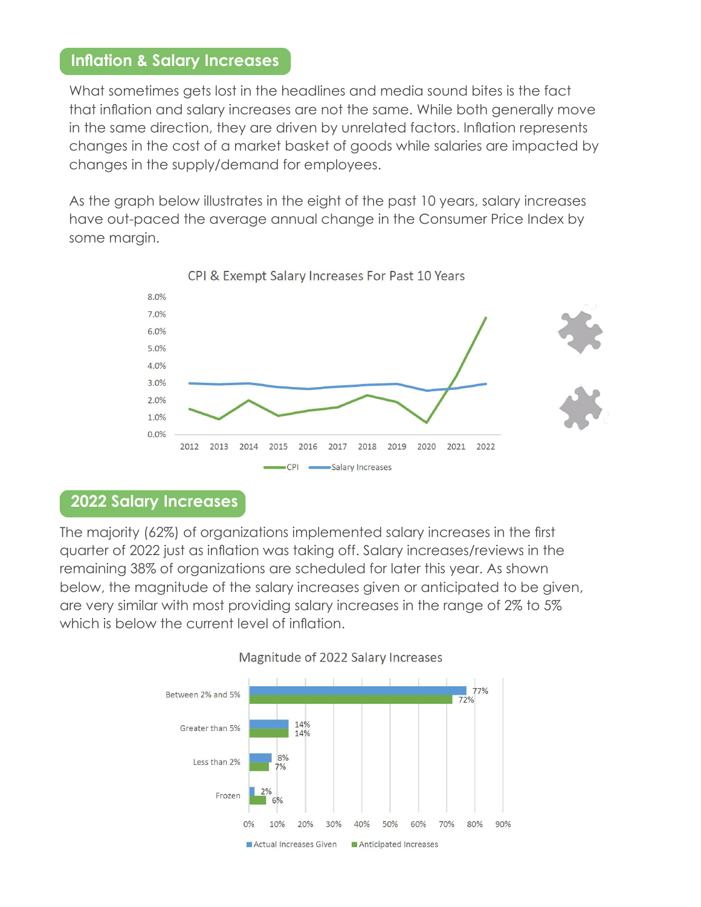## Inflation & Salary Increases

What sometimes gets lost in the headlines and media sound bites is the fact that inflation and salary increases are not the same. While both generally move in the same direction, they are driven by unrelated factors. Inflation represents changes in the cost of a market basket of goods while salaries are impacted by changes in the supply/demand for employees.

As the graph below illustrates in the eight of the past 10 years, salary increases have out-paced the average annual change in the Consumer Price Index by some margin.

CPI & Exempt Salary Increases For Past 10 Years

## 2022 Salary Increases

The majority (62%) of organizations implemented salary increases in the first quarter of 2022 just as inflation was taking off. Salary increases/reviews in the remaining 38% of organizations are scheduled for later this year. As shown below, the magnitude of the salary increases given or anticipated to be given, are very similar with most providing salary increases in the range of 2% to 5% which is below the current level of inflation.

Magnitude of 2022 Salary Increases

| | Actual Increases Given | Anticipated Increases |
|---|---|---|
| Between 2% and 5% | 77% | 72% |
| Greater than 5% | 14% | 14% |
| Less than 2% | 8% | 7% |
| Frozen | 2% | 6% |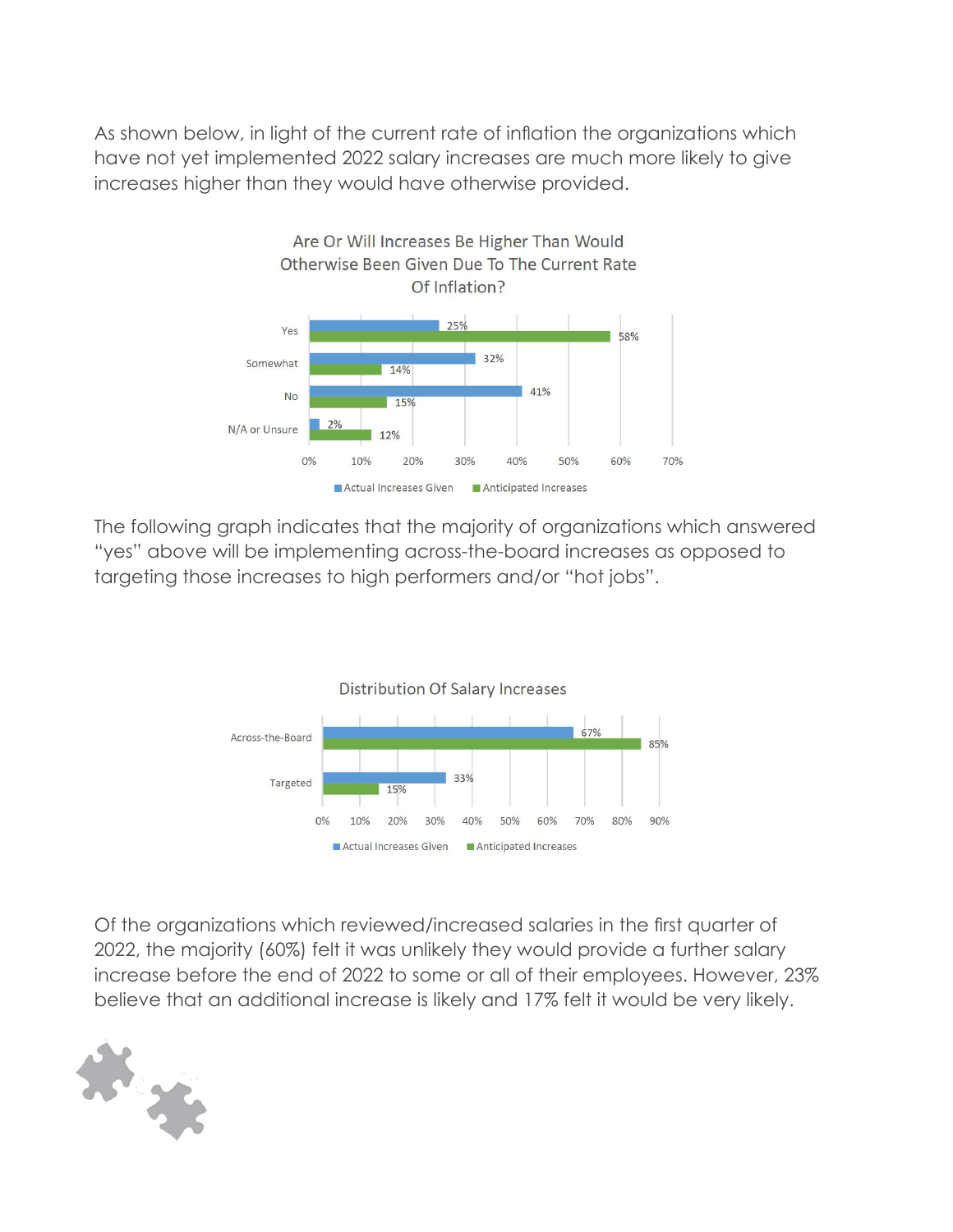As shown below, in light of the current rate of inflation the organizations which have not yet implemented 2022 salary increases are much more likely to give increases higher than they would have otherwise provided.

**Are Or Will Increases Be Higher Than Would Otherwise Been Given Due To The Current Rate Of Inflation?**

| | Actual Increases Given | Anticipated Increases |
|---|---|---|
| Yes | 25% | 58% |
| Somewhat | 32% | 14% |
| No | 41% | 15% |
| N/A or Unsure | 2% | 12% |

The following graph indicates that the majority of organizations which answered "yes" above will be implementing across-the-board increases as opposed to targeting those increases to high performers and/or "hot jobs".

**Distribution Of Salary Increases**

| | Actual Increases Given | Anticipated Increases |
|---|---|---|
| Across-the-Board | 67% | 85% |
| Targeted | 33% | 15% |

Of the organizations which reviewed/increased salaries in the first quarter of 2022, the majority (60%) felt it was unlikely they would provide a further salary increase before the end of 2022 to some or all of their employees. However, 23% believe that an additional increase is likely and 17% felt it would be very likely.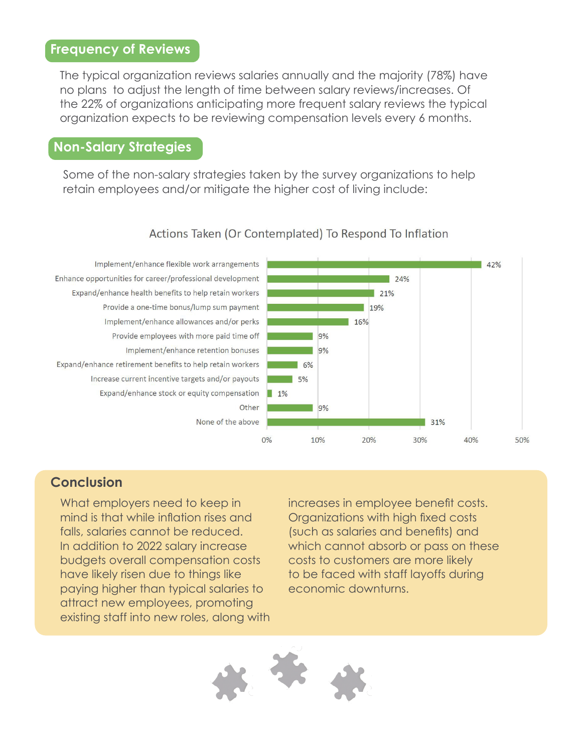## Frequency of Reviews

The typical organization reviews salaries annually and the majority (78%) have no plans to adjust the length of time between salary reviews/increases. Of the 22% of organizations anticipating more frequent salary reviews the typical organization expects to be reviewing compensation levels every 6 months.

## Non-Salary Strategies

Some of the non-salary strategies taken by the survey organizations to help retain employees and/or mitigate the higher cost of living include:

**Actions Taken (Or Contemplated) To Respond To Inflation**

| Action | Percentage |
|---|---|
| Implement/enhance flexible work arrangements | 42% |
| Enhance opportunities for career/professional development | 24% |
| Expand/enhance health benefits to help retain workers | 21% |
| Provide a one-time bonus/lump sum payment | 19% |
| Implement/enhance allowances and/or perks | 16% |
| Provide employees with more paid time off | 9% |
| Implement/enhance retention bonuses | 9% |
| Expand/enhance retirement benefits to help retain workers | 6% |
| Increase current incentive targets and/or payouts | 5% |
| Expand/enhance stock or equity compensation | 1% |
| Other | 9% |
| None of the above | 31% |

## Conclusion

What employers need to keep in mind is that while inflation rises and falls, salaries cannot be reduced. In addition to 2022 salary increase budgets overall compensation costs have likely risen due to things like paying higher than typical salaries to attract new employees, promoting existing staff into new roles, along with increases in employee benefit costs. Organizations with high fixed costs (such as salaries and benefits) and which cannot absorb or pass on these costs to customers are more likely to be faced with staff layoffs during economic downturns.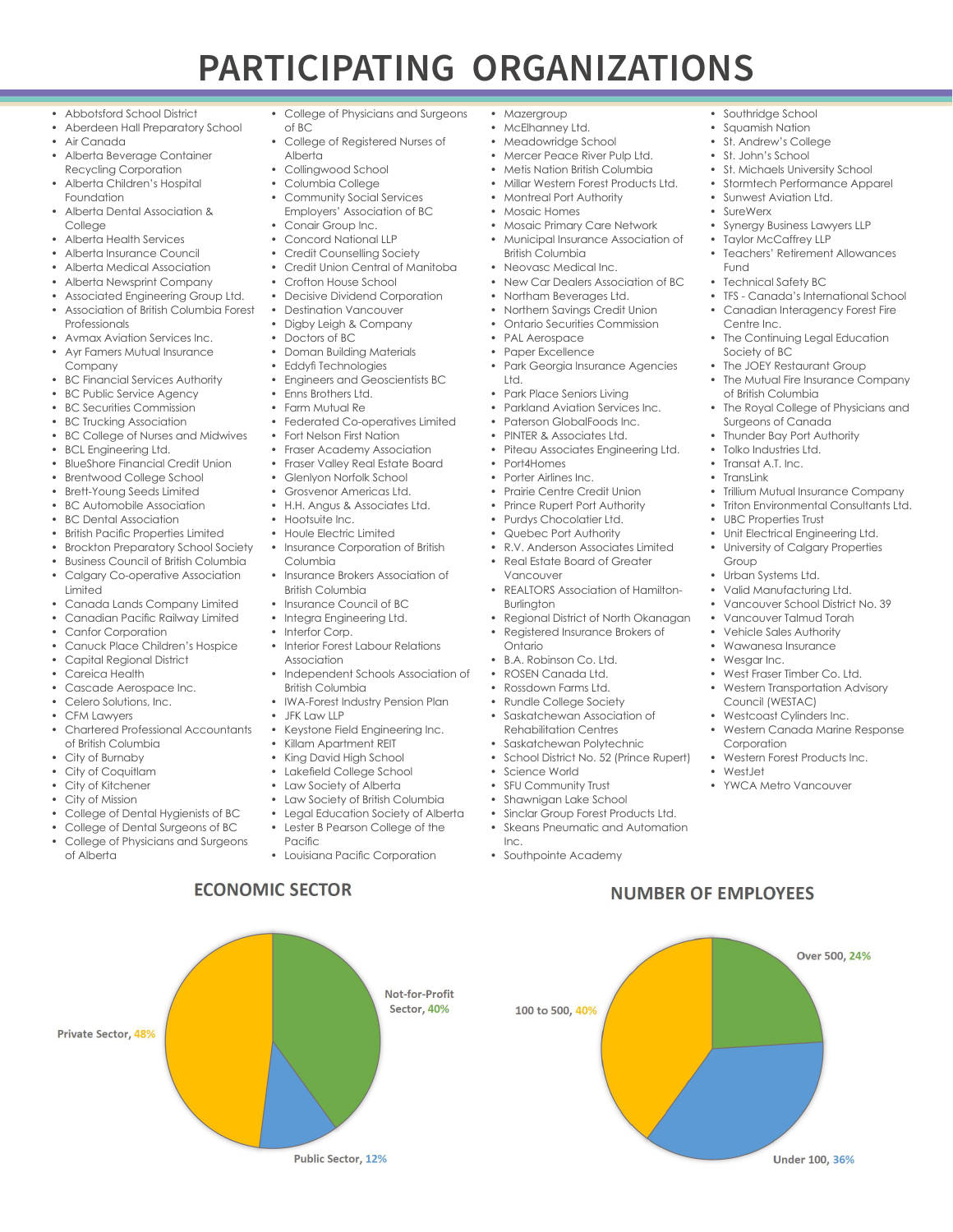# PARTICIPATING ORGANIZATIONS

- Abbotsford School District
- Aberdeen Hall Preparatory School
- Air Canada
- Alberta Beverage Container Recycling Corporation
- Alberta Children's Hospital Foundation
- Alberta Dental Association & College
- Alberta Health Services
- Alberta Insurance Council
- Alberta Medical Association
- Alberta Newsprint Company
- Associated Engineering Group Ltd.
- Association of British Columbia Forest Professionals
- Avmax Aviation Services Inc.
- Ayr Famers Mutual Insurance Company
- BC Financial Services Authority
- BC Public Service Agency
- BC Securities Commission
- BC Trucking Association
- BC College of Nurses and Midwives
- BCL Engineering Ltd.
- BlueShore Financial Credit Union
- Brentwood College School
- Brett-Young Seeds Limited
- BC Automobile Association
- BC Dental Association
- British Pacific Properties Limited
- Brockton Preparatory School Society
- Business Council of British Columbia
- Calgary Co-operative Association Limited
- Canada Lands Company Limited
- Canadian Pacific Railway Limited
- Canfor Corporation
- Canuck Place Children's Hospice
- Capital Regional District
- Careica Health
- Cascade Aerospace Inc.
- Celero Solutions, Inc.
- CFM Lawyers
- Chartered Professional Accountants of British Columbia
- City of Burnaby
- City of Coquitlam
- City of Kitchener
- City of Mission
- College of Dental Hygienists of BC
- College of Dental Surgeons of BC
- College of Physicians and Surgeons of Alberta
- College of Physicians and Surgeons of BC
- College of Registered Nurses of Alberta
- Collingwood School
- Columbia College
- Community Social Services Employers' Association of BC
- Conair Group Inc.
- Concord National LLP
- Credit Counselling Society
- Credit Union Central of Manitoba
- Crofton House School
- Decisive Dividend Corporation
- Destination Vancouver
- Digby Leigh & Company
- Doctors of BC
- Doman Building Materials
- Eddyfi Technologies
- Engineers and Geoscientists BC
- Enns Brothers Ltd.
- Farm Mutual Re
- Federated Co-operatives Limited
- Fort Nelson First Nation
- Fraser Academy Association
- Fraser Valley Real Estate Board
- Glenlyon Norfolk School
- Grosvenor Americas Ltd.
- H.H. Angus & Associates Ltd.
- Hootsuite Inc.
- Houle Electric Limited
- Insurance Corporation of British Columbia
- Insurance Brokers Association of British Columbia
- Insurance Council of BC
- Integra Engineering Ltd.
- Interfor Corp.
- Interior Forest Labour Relations Association
- Independent Schools Association of British Columbia
- IWA-Forest Industry Pension Plan
- JFK Law LLP
- Keystone Field Engineering Inc.
- Killam Apartment REIT
- King David High School
- Lakefield College School
- Law Society of Alberta
- Law Society of British Columbia
- Legal Education Society of Alberta
- Lester B Pearson College of the Pacific
- Louisiana Pacific Corporation
- Mazergroup
- McElhanney Ltd.
- Meadowridge School
- Mercer Peace River Pulp Ltd.
- Metis Nation British Columbia
- Millar Western Forest Products Ltd.
- Montreal Port Authority
- Mosaic Homes
- Mosaic Primary Care Network
- Municipal Insurance Association of British Columbia
- Neovasc Medical Inc.
- New Car Dealers Association of BC
- Northam Beverages Ltd.
- Northern Savings Credit Union
- Ontario Securities Commission
- PAL Aerospace
- Paper Excellence
- Park Georgia Insurance Agencies Ltd.
- Park Place Seniors Living
- Parkland Aviation Services Inc.
- Paterson GlobalFoods Inc.
- PINTER & Associates Ltd.
- Piteau Associates Engineering Ltd.
- Port4Homes
- Porter Airlines Inc.
- Prairie Centre Credit Union
- Prince Rupert Port Authority
- Purdys Chocolatier Ltd.
- Quebec Port Authority
- R.V. Anderson Associates Limited
- Real Estate Board of Greater Vancouver
- REALTORS Association of Hamilton-Burlington
- Regional District of North Okanagan
- Registered Insurance Brokers of Ontario
- B.A. Robinson Co. Ltd.
- ROSEN Canada Ltd.
- Rossdown Farms Ltd.
- Rundle College Society
- Saskatchewan Association of Rehabilitation Centres
- Saskatchewan Polytechnic
- School District No. 52 (Prince Rupert)
- Science World
- SFU Community Trust
- Shawnigan Lake School
- Sinclar Group Forest Products Ltd.
- Skeans Pneumatic and Automation Inc.
- Southpointe Academy
- Southridge School
- Squamish Nation
- St. Andrew's College
- St. John's School
- St. Michaels University School
- Stormtech Performance Apparel
- Sunwest Aviation Ltd.
- SureWerx
- Synergy Business Lawyers LLP
- Taylor McCaffrey LLP
- Teachers' Retirement Allowances Fund
- Technical Safety BC
- TFS - Canada's International School
- Canadian Interagency Forest Fire Centre Inc.
- The Continuing Legal Education Society of BC
- The JOEY Restaurant Group
- The Mutual Fire Insurance Company of British Columbia
- The Royal College of Physicians and Surgeons of Canada
- Thunder Bay Port Authority
- Tolko Industries Ltd.
- Transat A.T. Inc.
- TransLink
- Trillium Mutual Insurance Company
- Triton Environmental Consultants Ltd.
- UBC Properties Trust
- Unit Electrical Engineering Ltd.
- University of Calgary Properties Group
- Urban Systems Ltd.
- Valid Manufacturing Ltd.
- Vancouver School District No. 39
- Vancouver Talmud Torah
- Vehicle Sales Authority
- Wawanesa Insurance
- Wesgar Inc.
- West Fraser Timber Co. Ltd.
- Western Transportation Advisory Council (WESTAC)
- Westcoast Cylinders Inc.
- Western Canada Marine Response Corporation
- Western Forest Products Inc.
- WestJet
- YWCA Metro Vancouver

## ECONOMIC SECTOR

Not-for-Profit Sector, 40%
Public Sector, 12%
Private Sector, 48%

## NUMBER OF EMPLOYEES

Over 500, 24%
Under 100, 36%
100 to 500, 40%